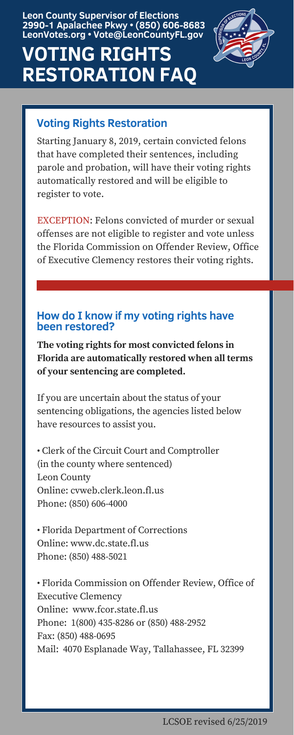Leon County Supervisor of Elections
2990-1 Apalachee Pkwy • (850) 606-8683
LeonVotes.org • Vote@LeonCountyFL.gov

# VOTING RIGHTS RESTORATION FAQ

## Voting Rights Restoration

Starting January 8, 2019, certain convicted felons that have completed their sentences, including parole and probation, will have their voting rights automatically restored and will be eligible to register to vote.

EXCEPTION: Felons convicted of murder or sexual offenses are not eligible to register and vote unless the Florida Commission on Offender Review, Office of Executive Clemency restores their voting rights.

## How do I know if my voting rights have been restored?

**The voting rights for most convicted felons in Florida are automatically restored when all terms of your sentencing are completed.**

If you are uncertain about the status of your sentencing obligations, the agencies listed below have resources to assist you.

- Clerk of the Circuit Court and Comptroller (in the county where sentenced)
  Leon County
  Online: cvweb.clerk.leon.fl.us
  Phone: (850) 606-4000

- Florida Department of Corrections
  Online: www.dc.state.fl.us
  Phone: (850) 488-5021

- Florida Commission on Offender Review, Office of Executive Clemency
  Online: www.fcor.state.fl.us
  Phone: 1(800) 435-8286 or (850) 488-2952
  Fax: (850) 488-0695
  Mail: 4070 Esplanade Way, Tallahassee, FL 32399

LCSOE revised 6/25/2019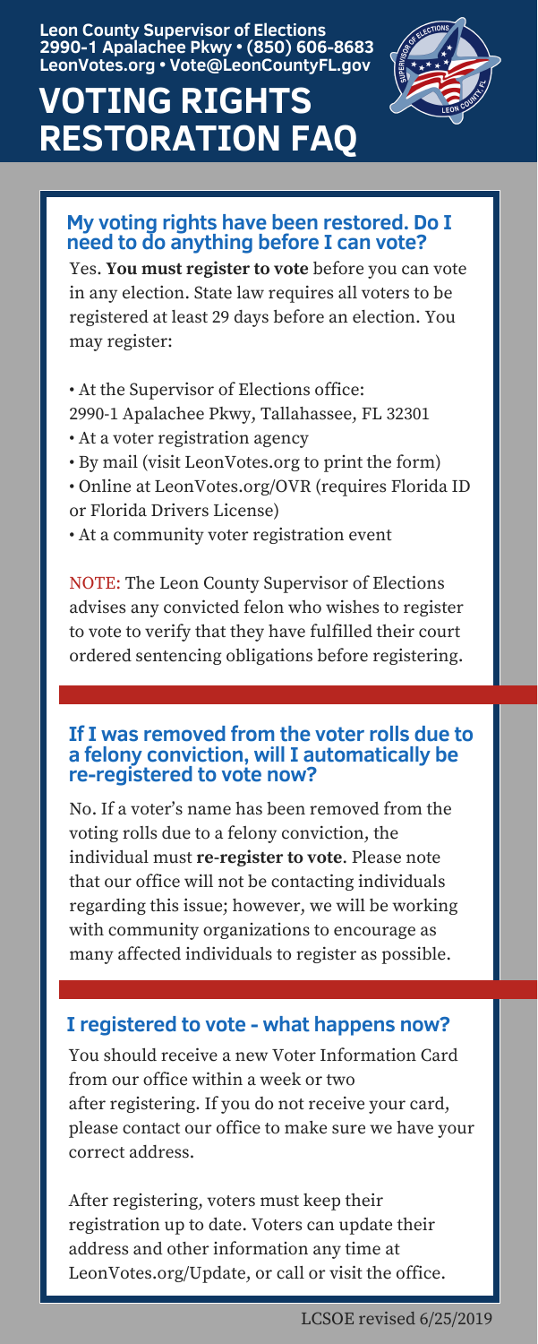Leon County Supervisor of Elections
2990-1 Apalachee Pkwy • (850) 606-8683
LeonVotes.org • Vote@LeonCountyFL.gov

# VOTING RIGHTS RESTORATION FAQ

## My voting rights have been restored. Do I need to do anything before I can vote?

Yes. **You must register to vote** before you can vote in any election. State law requires all voters to be registered at least 29 days before an election. You may register:

- At the Supervisor of Elections office: 2990-1 Apalachee Pkwy, Tallahassee, FL 32301
- At a voter registration agency
- By mail (visit LeonVotes.org to print the form)
- Online at LeonVotes.org/OVR (requires Florida ID or Florida Drivers License)
- At a community voter registration event

NOTE: The Leon County Supervisor of Elections advises any convicted felon who wishes to register to vote to verify that they have fulfilled their court ordered sentencing obligations before registering.

## If I was removed from the voter rolls due to a felony conviction, will I automatically be re-registered to vote now?

No. If a voter's name has been removed from the voting rolls due to a felony conviction, the individual must **re-register to vote**. Please note that our office will not be contacting individuals regarding this issue; however, we will be working with community organizations to encourage as many affected individuals to register as possible.

## I registered to vote - what happens now?

You should receive a new Voter Information Card from our office within a week or two after registering. If you do not receive your card, please contact our office to make sure we have your correct address.

After registering, voters must keep their registration up to date. Voters can update their address and other information any time at LeonVotes.org/Update, or call or visit the office.

LCSOE revised 6/25/2019